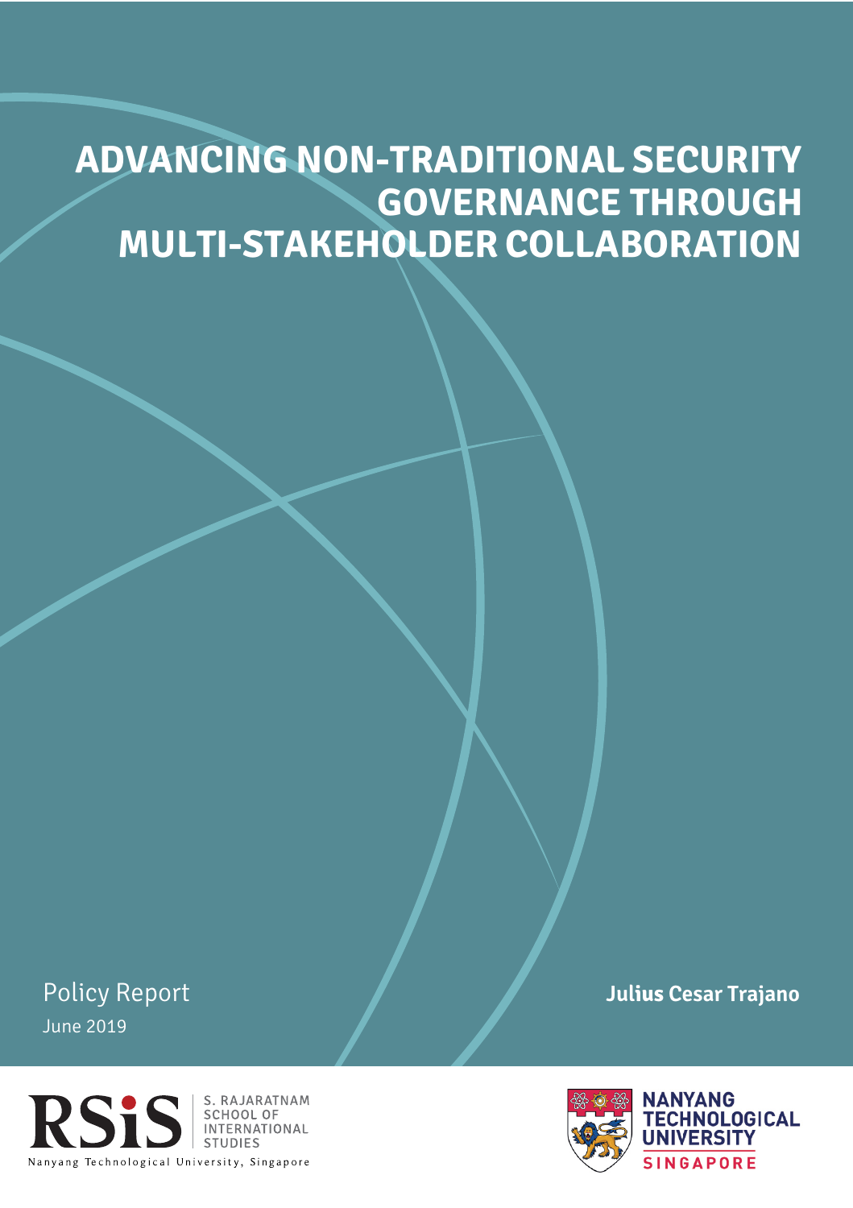# ADVANCING NON-TRADITIONAL SECURITY GOVERNANCE THROUGH MULTI-STAKEHOLDER COLLABORATION

Policy Report

June 2019

**Julius Cesar Trajano**

RSiS S. RAJARATNAM SCHOOL OF INTERNATIONAL STUDIES

Nanyang Technological University, Singapore

NANYANG TECHNOLOGICAL UNIVERSITY SINGAPORE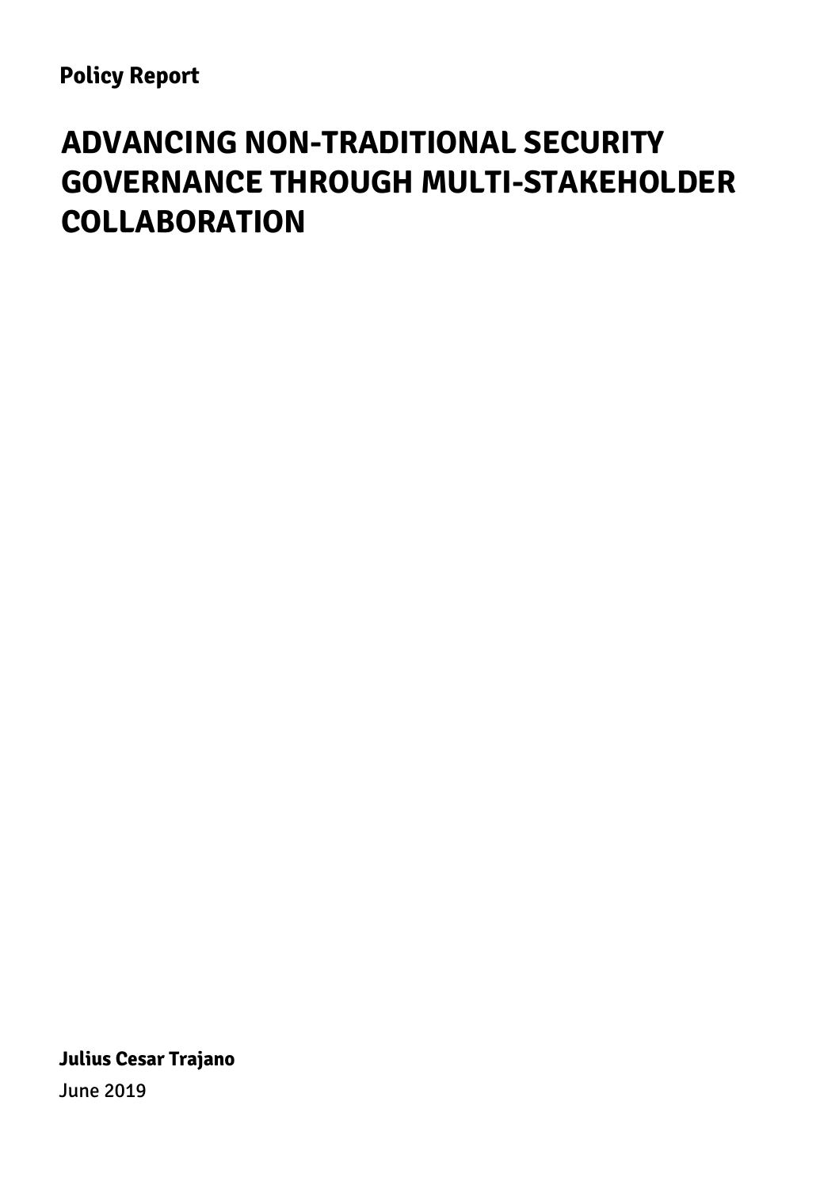**Policy Report**

# ADVANCING NON-TRADITIONAL SECURITY GOVERNANCE THROUGH MULTI-STAKEHOLDER COLLABORATION

**Julius Cesar Trajano**

June 2019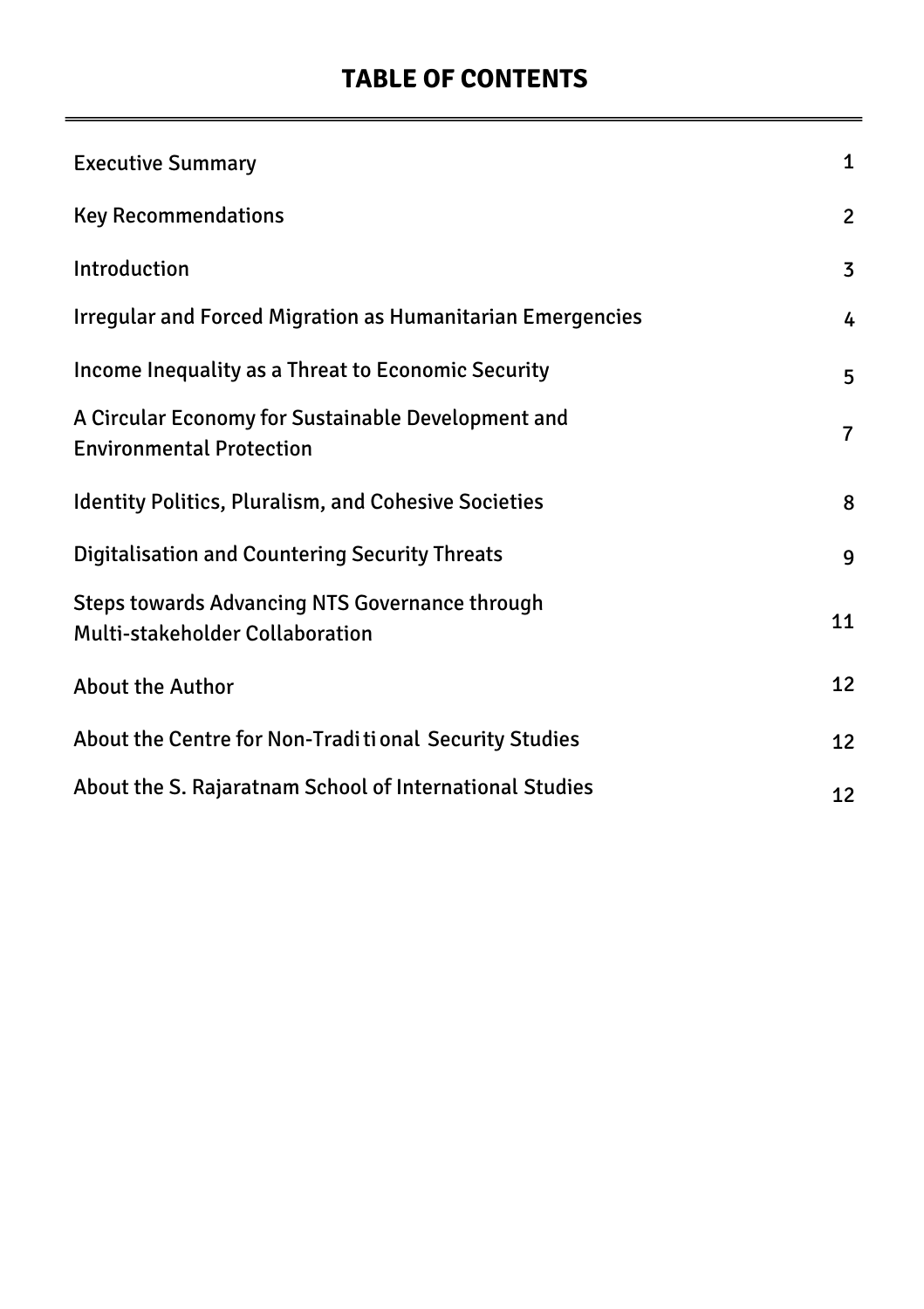## TABLE OF CONTENTS

| | |
|---|---|
| Executive Summary | 1 |
| Key Recommendations | 2 |
| Introduction | 3 |
| Irregular and Forced Migration as Humanitarian Emergencies | 4 |
| Income Inequality as a Threat to Economic Security | 5 |
| A Circular Economy for Sustainable Development and Environmental Protection | 7 |
| Identity Politics, Pluralism, and Cohesive Societies | 8 |
| Digitalisation and Countering Security Threats | 9 |
| Steps towards Advancing NTS Governance through Multi-stakeholder Collaboration | 11 |
| About the Author | 12 |
| About the Centre for Non-Traditional Security Studies | 12 |
| About the S. Rajaratnam School of International Studies | 12 |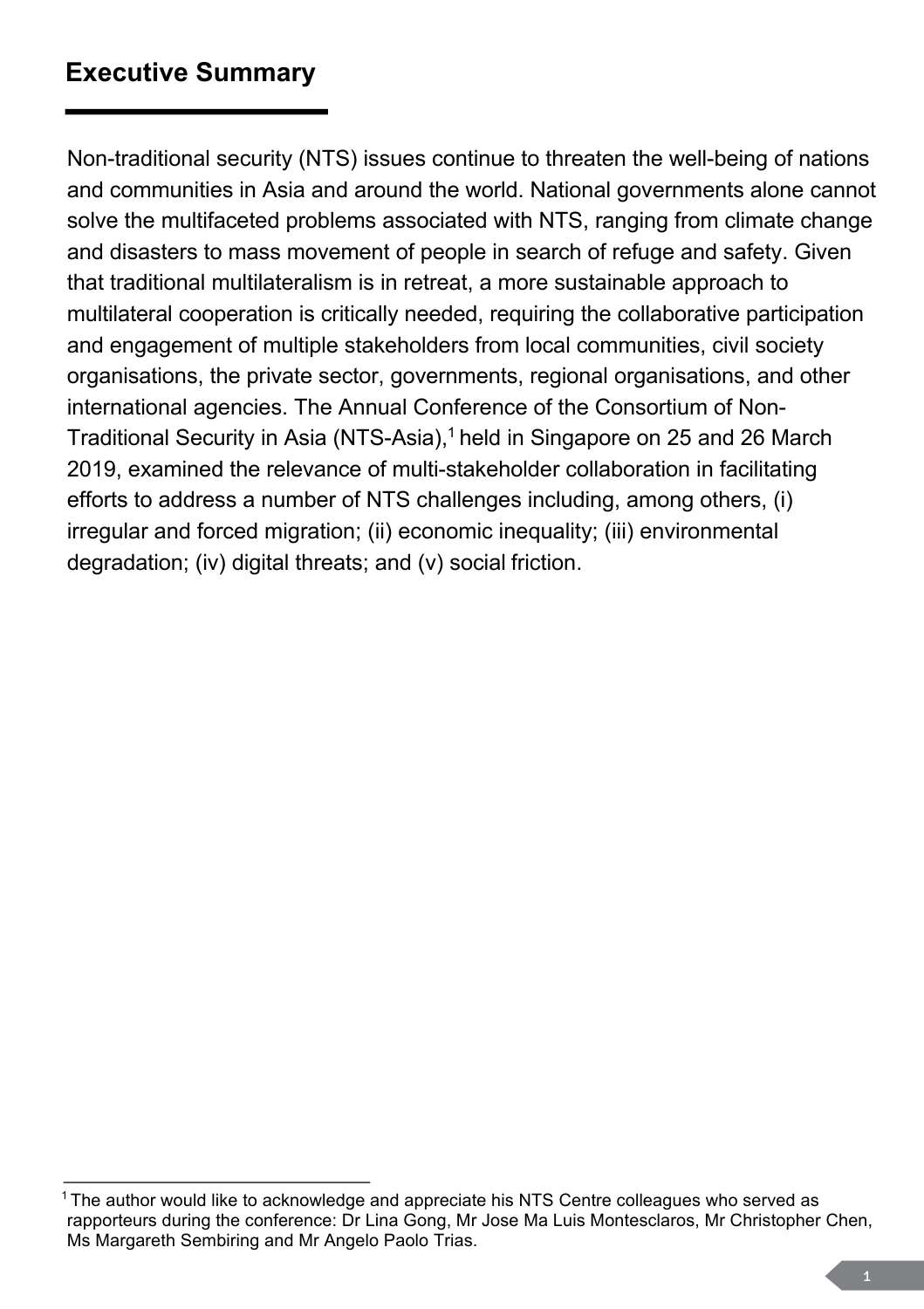## Executive Summary

Non-traditional security (NTS) issues continue to threaten the well-being of nations and communities in Asia and around the world. National governments alone cannot solve the multifaceted problems associated with NTS, ranging from climate change and disasters to mass movement of people in search of refuge and safety. Given that traditional multilateralism is in retreat, a more sustainable approach to multilateral cooperation is critically needed, requiring the collaborative participation and engagement of multiple stakeholders from local communities, civil society organisations, the private sector, governments, regional organisations, and other international agencies. The Annual Conference of the Consortium of Non-Traditional Security in Asia (NTS-Asia),[1] held in Singapore on 25 and 26 March 2019, examined the relevance of multi-stakeholder collaboration in facilitating efforts to address a number of NTS challenges including, among others, (i) irregular and forced migration; (ii) economic inequality; (iii) environmental degradation; (iv) digital threats; and (v) social friction.

---

[1] The author would like to acknowledge and appreciate his NTS Centre colleagues who served as rapporteurs during the conference: Dr Lina Gong, Mr Jose Ma Luis Montesclaros, Mr Christopher Chen, Ms Margareth Sembiring and Mr Angelo Paolo Trias.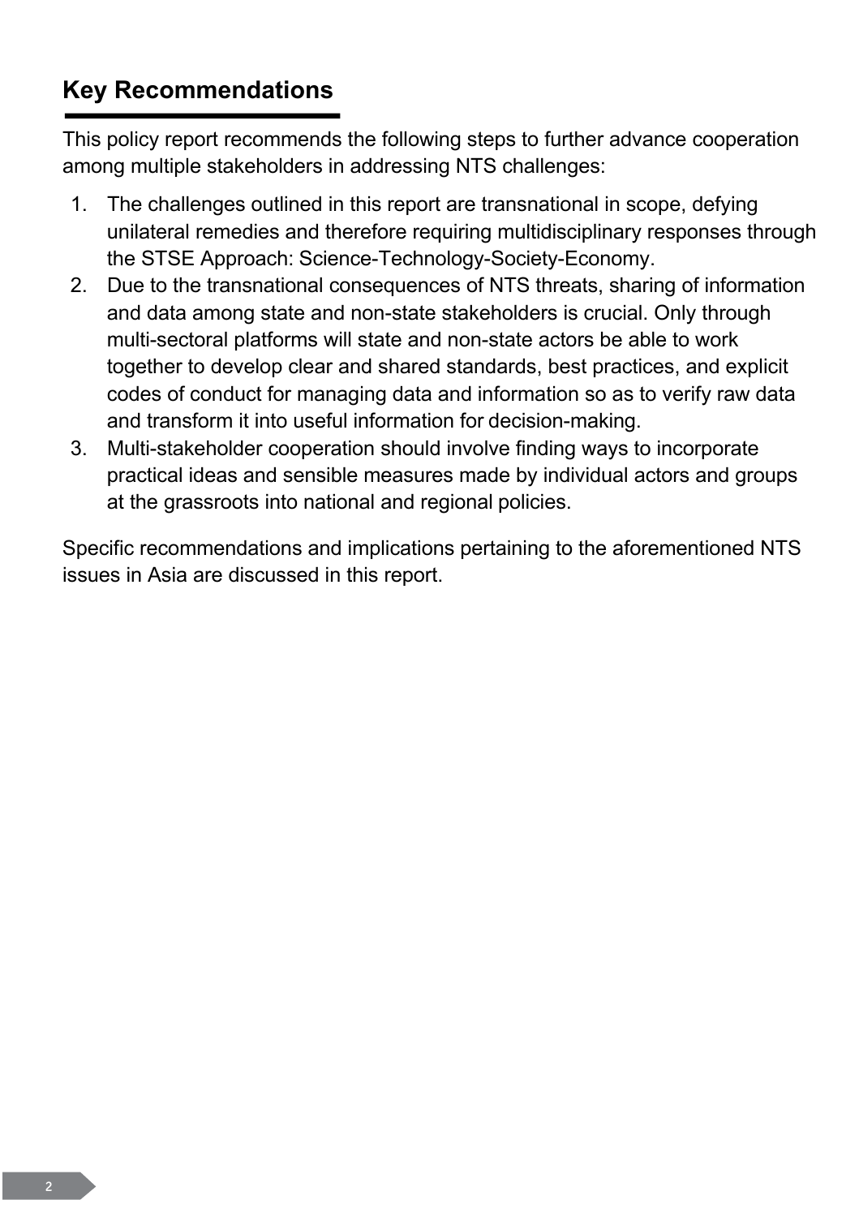## Key Recommendations

This policy report recommends the following steps to further advance cooperation among multiple stakeholders in addressing NTS challenges:

1. The challenges outlined in this report are transnational in scope, defying unilateral remedies and therefore requiring multidisciplinary responses through the STSE Approach: Science-Technology-Society-Economy.
2. Due to the transnational consequences of NTS threats, sharing of information and data among state and non-state stakeholders is crucial. Only through multi-sectoral platforms will state and non-state actors be able to work together to develop clear and shared standards, best practices, and explicit codes of conduct for managing data and information so as to verify raw data and transform it into useful information for decision-making.
3. Multi-stakeholder cooperation should involve finding ways to incorporate practical ideas and sensible measures made by individual actors and groups at the grassroots into national and regional policies.

Specific recommendations and implications pertaining to the aforementioned NTS issues in Asia are discussed in this report.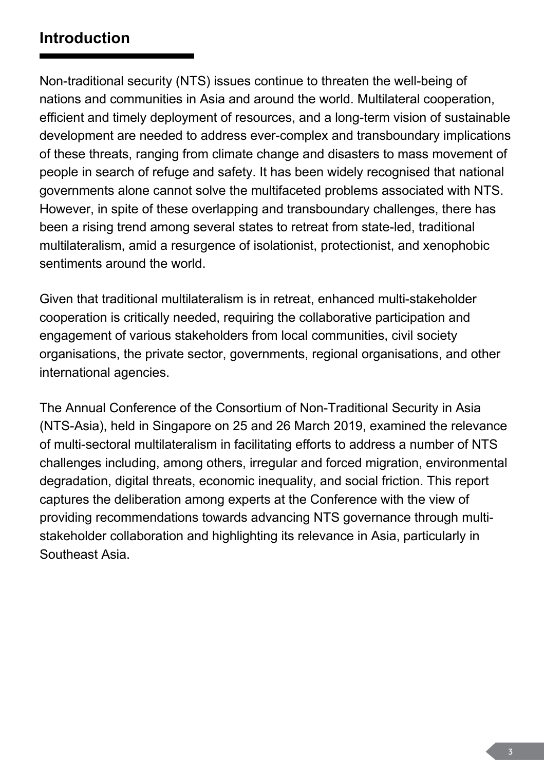## Introduction

Non-traditional security (NTS) issues continue to threaten the well-being of nations and communities in Asia and around the world. Multilateral cooperation, efficient and timely deployment of resources, and a long-term vision of sustainable development are needed to address ever-complex and transboundary implications of these threats, ranging from climate change and disasters to mass movement of people in search of refuge and safety. It has been widely recognised that national governments alone cannot solve the multifaceted problems associated with NTS. However, in spite of these overlapping and transboundary challenges, there has been a rising trend among several states to retreat from state-led, traditional multilateralism, amid a resurgence of isolationist, protectionist, and xenophobic sentiments around the world.

Given that traditional multilateralism is in retreat, enhanced multi-stakeholder cooperation is critically needed, requiring the collaborative participation and engagement of various stakeholders from local communities, civil society organisations, the private sector, governments, regional organisations, and other international agencies.

The Annual Conference of the Consortium of Non-Traditional Security in Asia (NTS-Asia), held in Singapore on 25 and 26 March 2019, examined the relevance of multi-sectoral multilateralism in facilitating efforts to address a number of NTS challenges including, among others, irregular and forced migration, environmental degradation, digital threats, economic inequality, and social friction. This report captures the deliberation among experts at the Conference with the view of providing recommendations towards advancing NTS governance through multi-stakeholder collaboration and highlighting its relevance in Asia, particularly in Southeast Asia.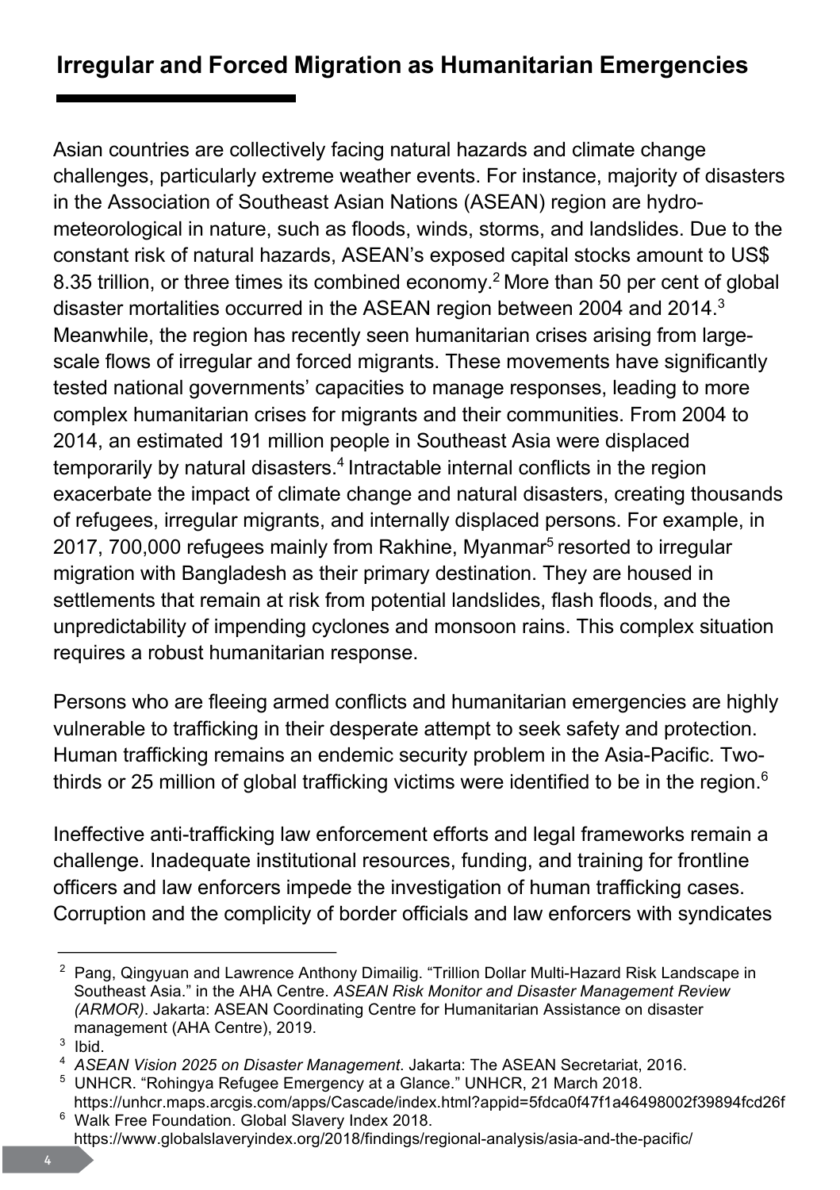## Irregular and Forced Migration as Humanitarian Emergencies

Asian countries are collectively facing natural hazards and climate change challenges, particularly extreme weather events. For instance, majority of disasters in the Association of Southeast Asian Nations (ASEAN) region are hydro-meteorological in nature, such as floods, winds, storms, and landslides. Due to the constant risk of natural hazards, ASEAN's exposed capital stocks amount to US$ 8.35 trillion, or three times its combined economy.[2] More than 50 per cent of global disaster mortalities occurred in the ASEAN region between 2004 and 2014.[3] Meanwhile, the region has recently seen humanitarian crises arising from large-scale flows of irregular and forced migrants. These movements have significantly tested national governments' capacities to manage responses, leading to more complex humanitarian crises for migrants and their communities. From 2004 to 2014, an estimated 191 million people in Southeast Asia were displaced temporarily by natural disasters.[4] Intractable internal conflicts in the region exacerbate the impact of climate change and natural disasters, creating thousands of refugees, irregular migrants, and internally displaced persons. For example, in 2017, 700,000 refugees mainly from Rakhine, Myanmar[5] resorted to irregular migration with Bangladesh as their primary destination. They are housed in settlements that remain at risk from potential landslides, flash floods, and the unpredictability of impending cyclones and monsoon rains. This complex situation requires a robust humanitarian response.

Persons who are fleeing armed conflicts and humanitarian emergencies are highly vulnerable to trafficking in their desperate attempt to seek safety and protection. Human trafficking remains an endemic security problem in the Asia-Pacific. Two-thirds or 25 million of global trafficking victims were identified to be in the region.[6]

Ineffective anti-trafficking law enforcement efforts and legal frameworks remain a challenge. Inadequate institutional resources, funding, and training for frontline officers and law enforcers impede the investigation of human trafficking cases. Corruption and the complicity of border officials and law enforcers with syndicates

---

[2] Pang, Qingyuan and Lawrence Anthony Dimailig. "Trillion Dollar Multi-Hazard Risk Landscape in Southeast Asia." in the AHA Centre. *ASEAN Risk Monitor and Disaster Management Review (ARMOR)*. Jakarta: ASEAN Coordinating Centre for Humanitarian Assistance on disaster management (AHA Centre), 2019.

[3] Ibid.

[4] *ASEAN Vision 2025 on Disaster Management*. Jakarta: The ASEAN Secretariat, 2016.

[5] UNHCR. "Rohingya Refugee Emergency at a Glance." UNHCR, 21 March 2018. https://unhcr.maps.arcgis.com/apps/Cascade/index.html?appid=5fdca0f47f1a46498002f39894fcd26f

[6] Walk Free Foundation. Global Slavery Index 2018. https://www.globalslaveryindex.org/2018/findings/regional-analysis/asia-and-the-pacific/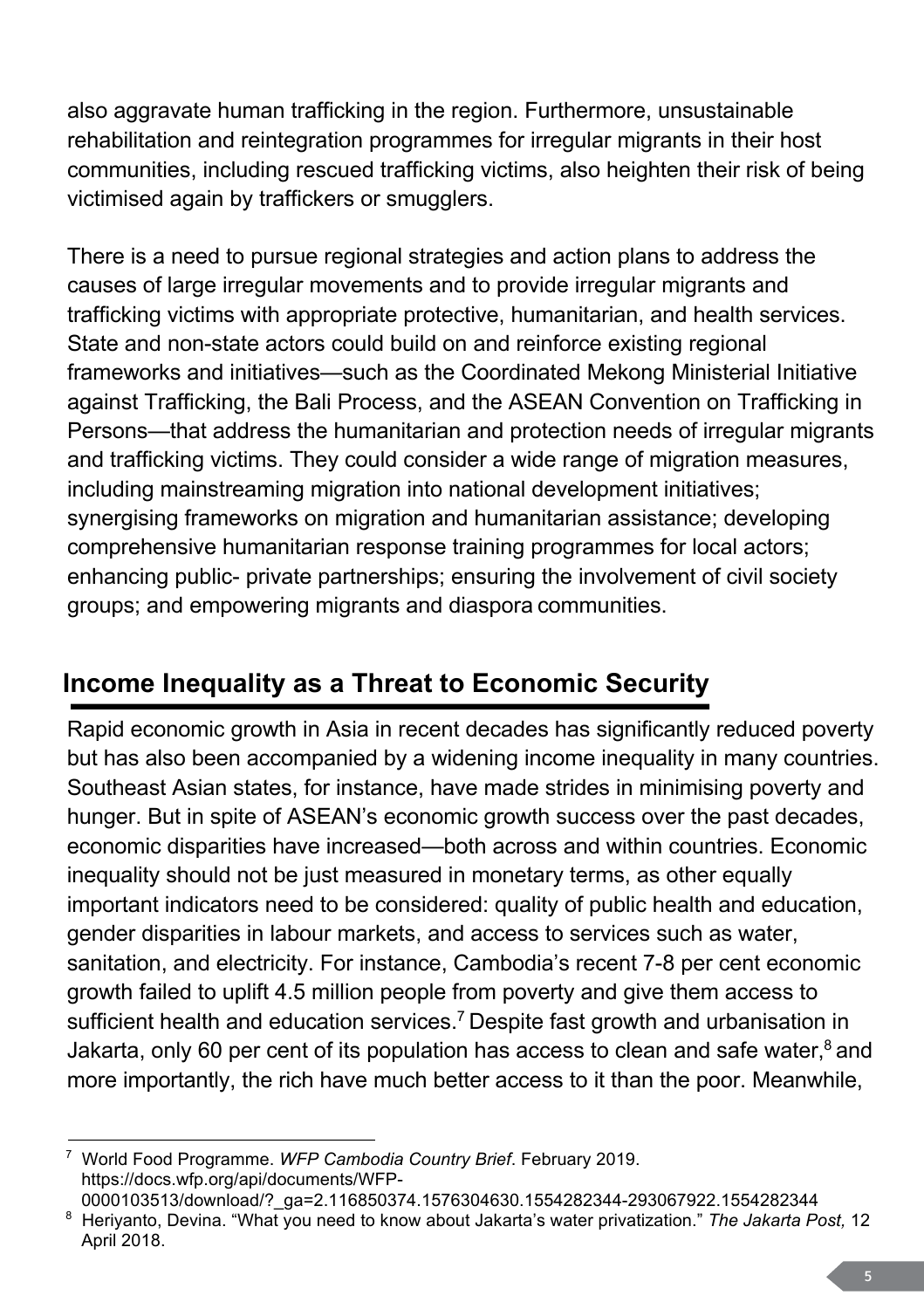also aggravate human trafficking in the region. Furthermore, unsustainable rehabilitation and reintegration programmes for irregular migrants in their host communities, including rescued trafficking victims, also heighten their risk of being victimised again by traffickers or smugglers.

There is a need to pursue regional strategies and action plans to address the causes of large irregular movements and to provide irregular migrants and trafficking victims with appropriate protective, humanitarian, and health services. State and non-state actors could build on and reinforce existing regional frameworks and initiatives—such as the Coordinated Mekong Ministerial Initiative against Trafficking, the Bali Process, and the ASEAN Convention on Trafficking in Persons—that address the humanitarian and protection needs of irregular migrants and trafficking victims. They could consider a wide range of migration measures, including mainstreaming migration into national development initiatives; synergising frameworks on migration and humanitarian assistance; developing comprehensive humanitarian response training programmes for local actors; enhancing public- private partnerships; ensuring the involvement of civil society groups; and empowering migrants and diaspora communities.

## Income Inequality as a Threat to Economic Security

Rapid economic growth in Asia in recent decades has significantly reduced poverty but has also been accompanied by a widening income inequality in many countries. Southeast Asian states, for instance, have made strides in minimising poverty and hunger. But in spite of ASEAN's economic growth success over the past decades, economic disparities have increased—both across and within countries. Economic inequality should not be just measured in monetary terms, as other equally important indicators need to be considered: quality of public health and education, gender disparities in labour markets, and access to services such as water, sanitation, and electricity. For instance, Cambodia's recent 7-8 per cent economic growth failed to uplift 4.5 million people from poverty and give them access to sufficient health and education services.[7] Despite fast growth and urbanisation in Jakarta, only 60 per cent of its population has access to clean and safe water,[8] and more importantly, the rich have much better access to it than the poor. Meanwhile,

---

[7] World Food Programme. *WFP Cambodia Country Brief*. February 2019. https://docs.wfp.org/api/documents/WFP-0000103513/download/?_ga=2.116850374.1576304630.1554282344-293067922.1554282344

[8] Heriyanto, Devina. "What you need to know about Jakarta's water privatization." *The Jakarta Post,* 12 April 2018.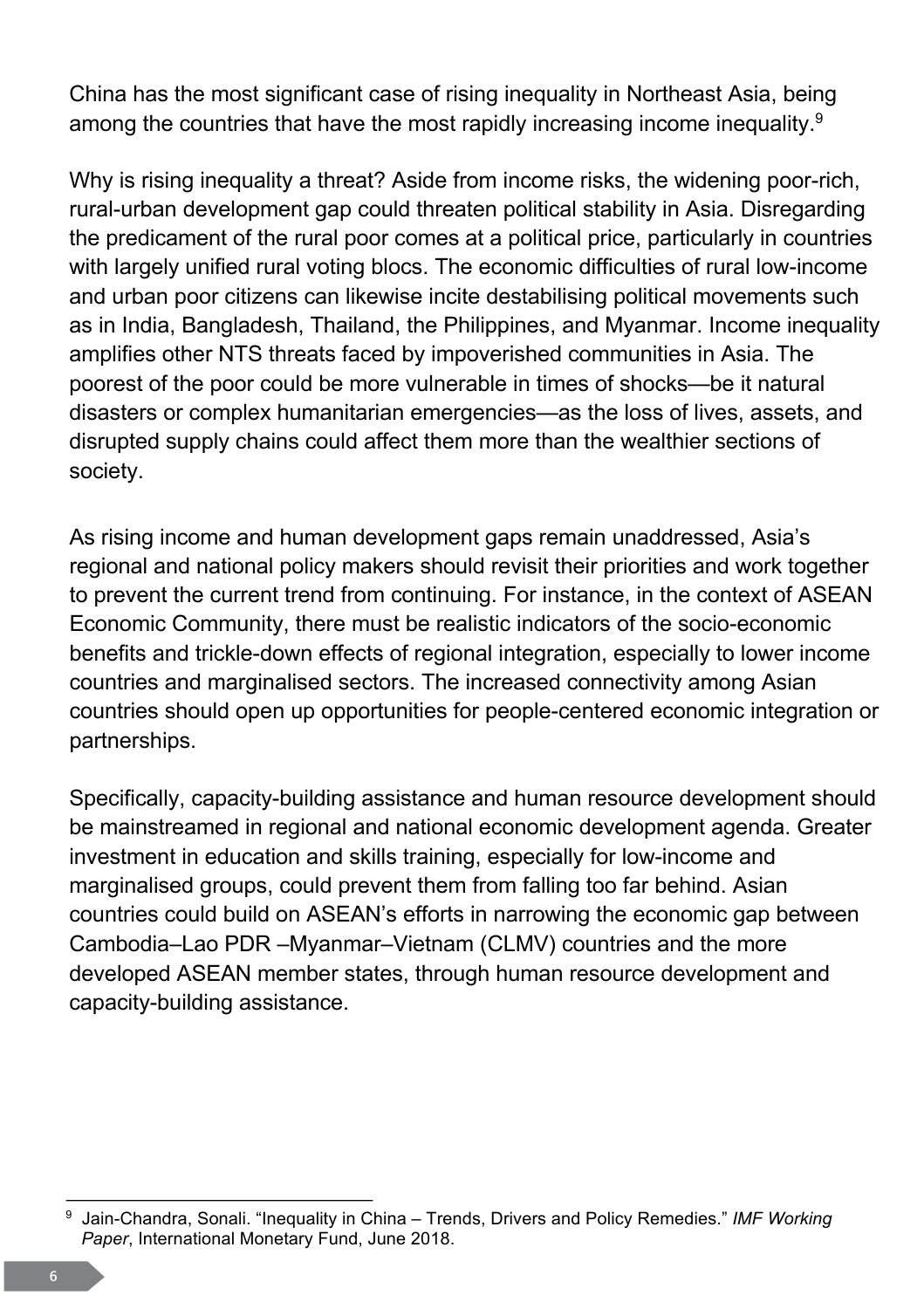China has the most significant case of rising inequality in Northeast Asia, being among the countries that have the most rapidly increasing income inequality.[9]

Why is rising inequality a threat? Aside from income risks, the widening poor-rich, rural-urban development gap could threaten political stability in Asia. Disregarding the predicament of the rural poor comes at a political price, particularly in countries with largely unified rural voting blocs. The economic difficulties of rural low-income and urban poor citizens can likewise incite destabilising political movements such as in India, Bangladesh, Thailand, the Philippines, and Myanmar. Income inequality amplifies other NTS threats faced by impoverished communities in Asia. The poorest of the poor could be more vulnerable in times of shocks—be it natural disasters or complex humanitarian emergencies—as the loss of lives, assets, and disrupted supply chains could affect them more than the wealthier sections of society.

As rising income and human development gaps remain unaddressed, Asia's regional and national policy makers should revisit their priorities and work together to prevent the current trend from continuing. For instance, in the context of ASEAN Economic Community, there must be realistic indicators of the socio-economic benefits and trickle-down effects of regional integration, especially to lower income countries and marginalised sectors. The increased connectivity among Asian countries should open up opportunities for people-centered economic integration or partnerships.

Specifically, capacity-building assistance and human resource development should be mainstreamed in regional and national economic development agenda. Greater investment in education and skills training, especially for low-income and marginalised groups, could prevent them from falling too far behind. Asian countries could build on ASEAN's efforts in narrowing the economic gap between Cambodia–Lao PDR –Myanmar–Vietnam (CLMV) countries and the more developed ASEAN member states, through human resource development and capacity-building assistance.

---

[9] Jain-Chandra, Sonali. "Inequality in China – Trends, Drivers and Policy Remedies." *IMF Working Paper*, International Monetary Fund, June 2018.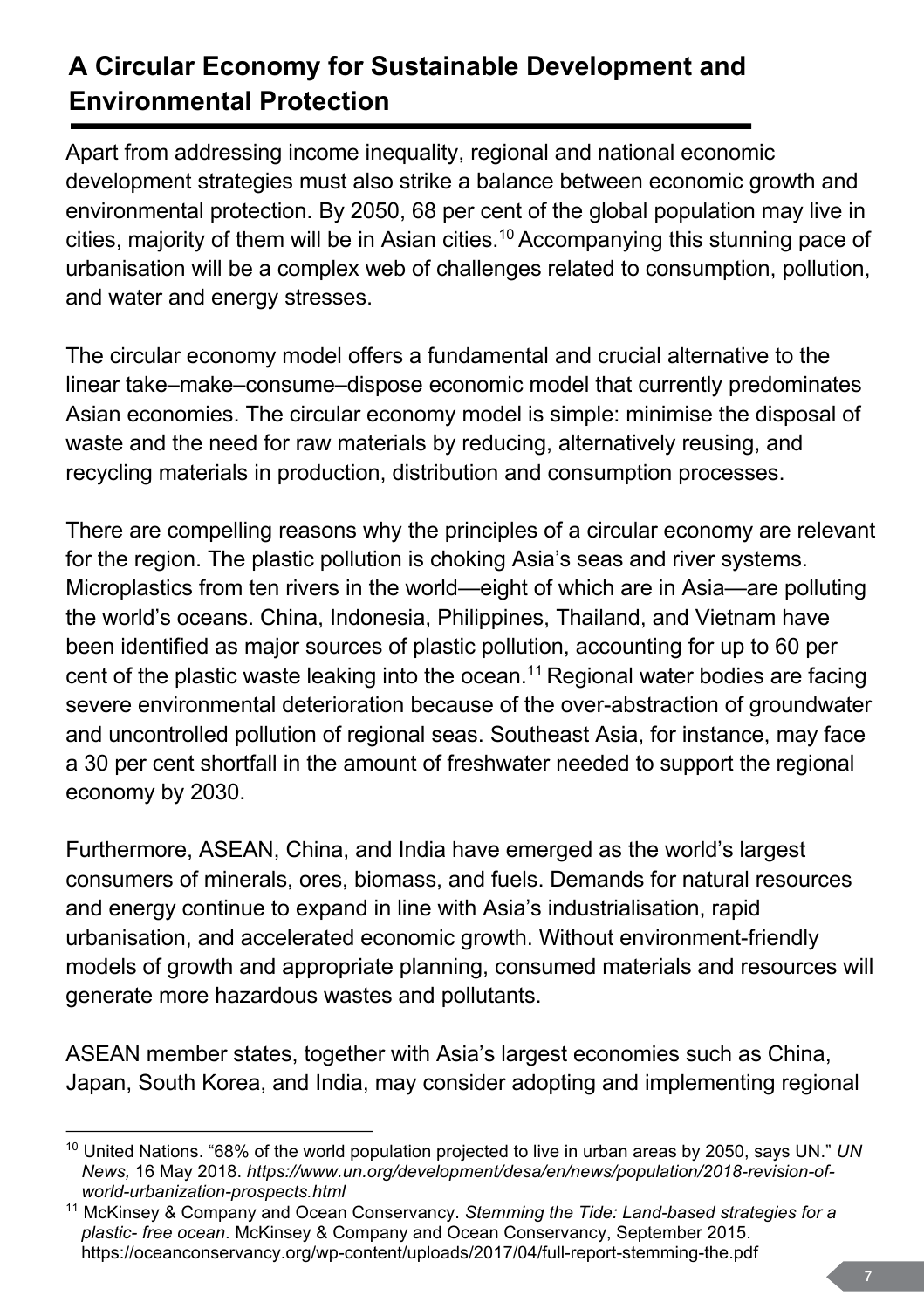## A Circular Economy for Sustainable Development and Environmental Protection

Apart from addressing income inequality, regional and national economic development strategies must also strike a balance between economic growth and environmental protection. By 2050, 68 per cent of the global population may live in cities, majority of them will be in Asian cities.[10] Accompanying this stunning pace of urbanisation will be a complex web of challenges related to consumption, pollution, and water and energy stresses.

The circular economy model offers a fundamental and crucial alternative to the linear take–make–consume–dispose economic model that currently predominates Asian economies. The circular economy model is simple: minimise the disposal of waste and the need for raw materials by reducing, alternatively reusing, and recycling materials in production, distribution and consumption processes.

There are compelling reasons why the principles of a circular economy are relevant for the region. The plastic pollution is choking Asia's seas and river systems. Microplastics from ten rivers in the world—eight of which are in Asia—are polluting the world's oceans. China, Indonesia, Philippines, Thailand, and Vietnam have been identified as major sources of plastic pollution, accounting for up to 60 per cent of the plastic waste leaking into the ocean.[11] Regional water bodies are facing severe environmental deterioration because of the over-abstraction of groundwater and uncontrolled pollution of regional seas. Southeast Asia, for instance, may face a 30 per cent shortfall in the amount of freshwater needed to support the regional economy by 2030.

Furthermore, ASEAN, China, and India have emerged as the world's largest consumers of minerals, ores, biomass, and fuels. Demands for natural resources and energy continue to expand in line with Asia's industrialisation, rapid urbanisation, and accelerated economic growth. Without environment-friendly models of growth and appropriate planning, consumed materials and resources will generate more hazardous wastes and pollutants.

ASEAN member states, together with Asia's largest economies such as China, Japan, South Korea, and India, may consider adopting and implementing regional

---

[10] United Nations. "68% of the world population projected to live in urban areas by 2050, says UN." *UN News,* 16 May 2018. *https://www.un.org/development/desa/en/news/population/2018-revision-of-world-urbanization-prospects.html*

[11] McKinsey & Company and Ocean Conservancy. *Stemming the Tide: Land-based strategies for a plastic- free ocean*. McKinsey & Company and Ocean Conservancy, September 2015. https://oceanconservancy.org/wp-content/uploads/2017/04/full-report-stemming-the.pdf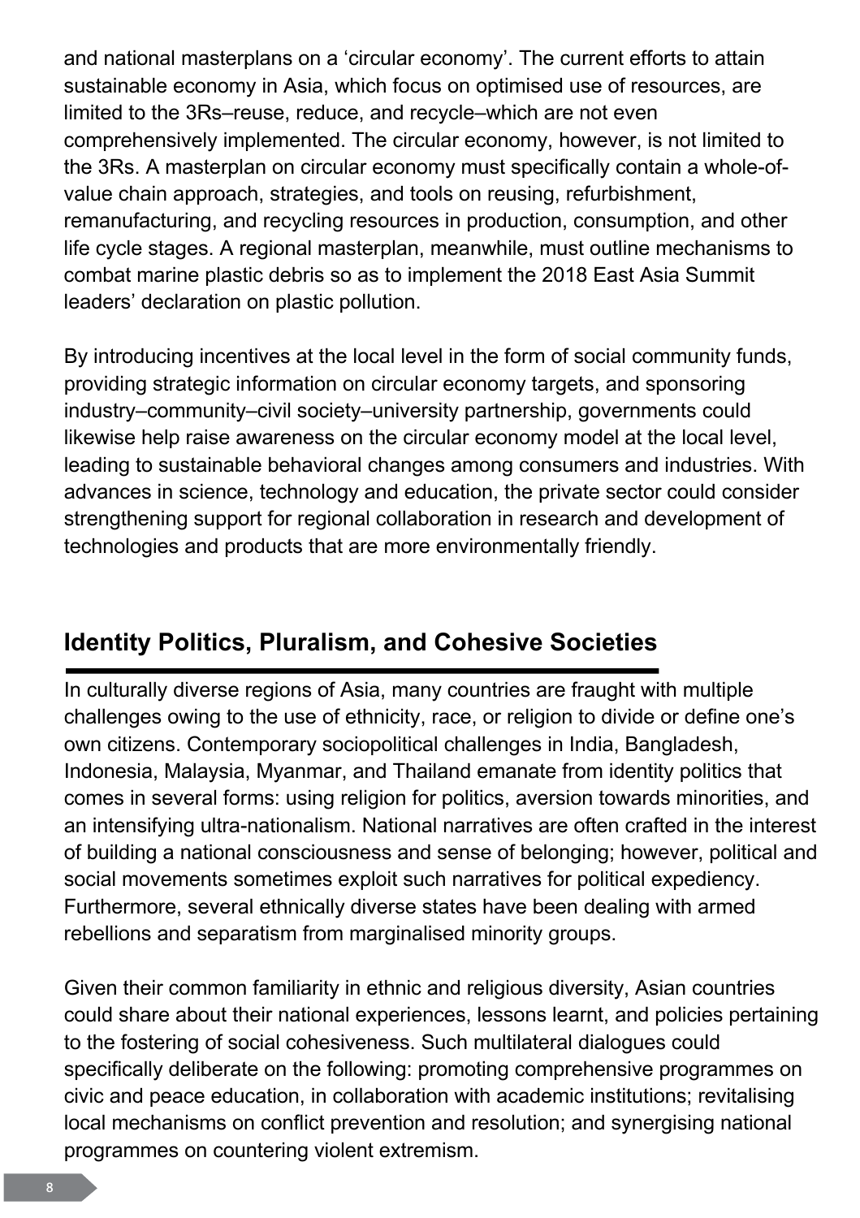and national masterplans on a 'circular economy'. The current efforts to attain sustainable economy in Asia, which focus on optimised use of resources, are limited to the 3Rs–reuse, reduce, and recycle–which are not even comprehensively implemented. The circular economy, however, is not limited to the 3Rs. A masterplan on circular economy must specifically contain a whole-of-value chain approach, strategies, and tools on reusing, refurbishment, remanufacturing, and recycling resources in production, consumption, and other life cycle stages. A regional masterplan, meanwhile, must outline mechanisms to combat marine plastic debris so as to implement the 2018 East Asia Summit leaders' declaration on plastic pollution.

By introducing incentives at the local level in the form of social community funds, providing strategic information on circular economy targets, and sponsoring industry–community–civil society–university partnership, governments could likewise help raise awareness on the circular economy model at the local level, leading to sustainable behavioral changes among consumers and industries. With advances in science, technology and education, the private sector could consider strengthening support for regional collaboration in research and development of technologies and products that are more environmentally friendly.

## Identity Politics, Pluralism, and Cohesive Societies

In culturally diverse regions of Asia, many countries are fraught with multiple challenges owing to the use of ethnicity, race, or religion to divide or define one's own citizens. Contemporary sociopolitical challenges in India, Bangladesh, Indonesia, Malaysia, Myanmar, and Thailand emanate from identity politics that comes in several forms: using religion for politics, aversion towards minorities, and an intensifying ultra-nationalism. National narratives are often crafted in the interest of building a national consciousness and sense of belonging; however, political and social movements sometimes exploit such narratives for political expediency. Furthermore, several ethnically diverse states have been dealing with armed rebellions and separatism from marginalised minority groups.

Given their common familiarity in ethnic and religious diversity, Asian countries could share about their national experiences, lessons learnt, and policies pertaining to the fostering of social cohesiveness. Such multilateral dialogues could specifically deliberate on the following: promoting comprehensive programmes on civic and peace education, in collaboration with academic institutions; revitalising local mechanisms on conflict prevention and resolution; and synergising national programmes on countering violent extremism.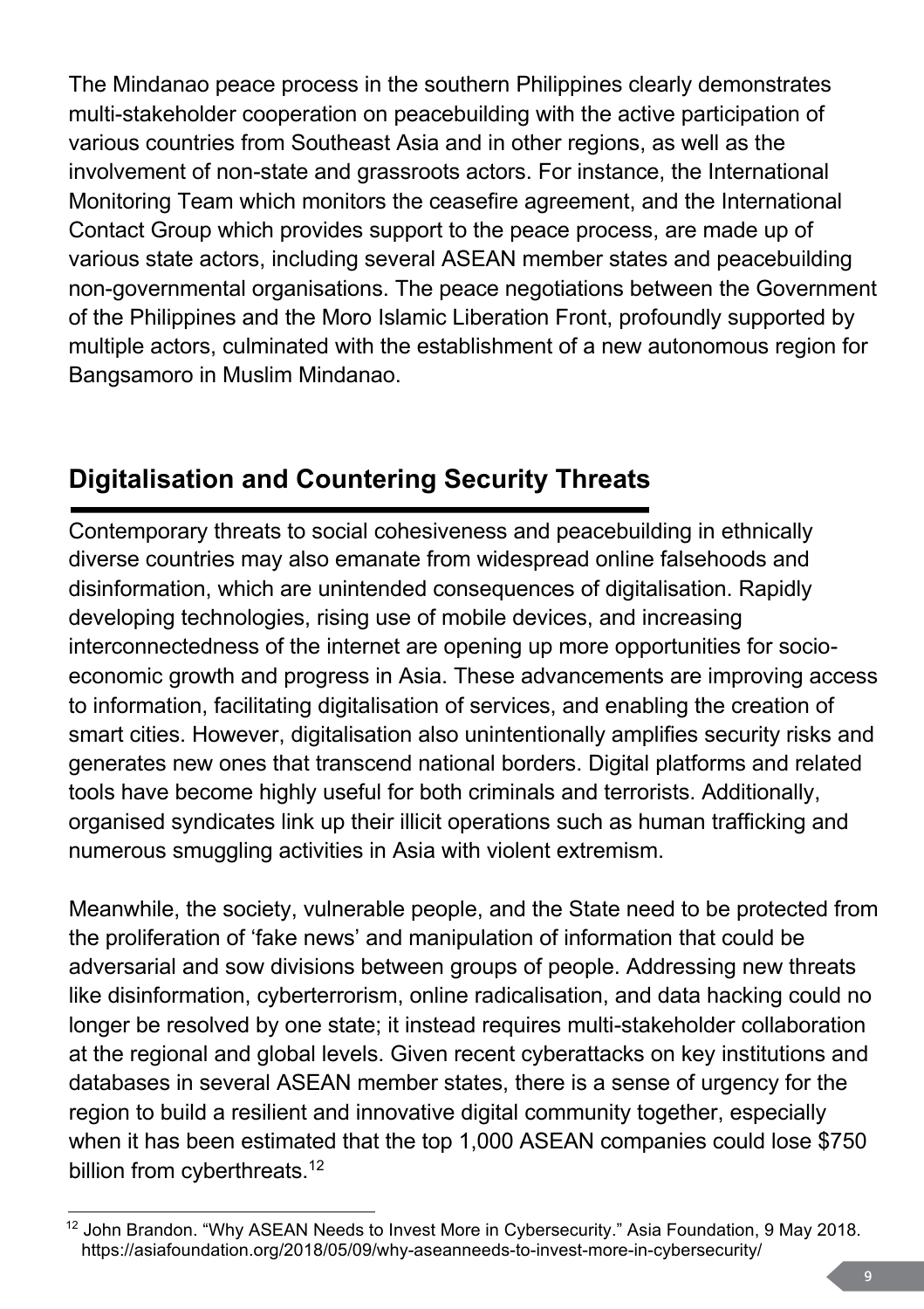The Mindanao peace process in the southern Philippines clearly demonstrates multi-stakeholder cooperation on peacebuilding with the active participation of various countries from Southeast Asia and in other regions, as well as the involvement of non-state and grassroots actors. For instance, the International Monitoring Team which monitors the ceasefire agreement, and the International Contact Group which provides support to the peace process, are made up of various state actors, including several ASEAN member states and peacebuilding non-governmental organisations. The peace negotiations between the Government of the Philippines and the Moro Islamic Liberation Front, profoundly supported by multiple actors, culminated with the establishment of a new autonomous region for Bangsamoro in Muslim Mindanao.

## Digitalisation and Countering Security Threats

Contemporary threats to social cohesiveness and peacebuilding in ethnically diverse countries may also emanate from widespread online falsehoods and disinformation, which are unintended consequences of digitalisation. Rapidly developing technologies, rising use of mobile devices, and increasing interconnectedness of the internet are opening up more opportunities for socio-economic growth and progress in Asia. These advancements are improving access to information, facilitating digitalisation of services, and enabling the creation of smart cities. However, digitalisation also unintentionally amplifies security risks and generates new ones that transcend national borders. Digital platforms and related tools have become highly useful for both criminals and terrorists. Additionally, organised syndicates link up their illicit operations such as human trafficking and numerous smuggling activities in Asia with violent extremism.

Meanwhile, the society, vulnerable people, and the State need to be protected from the proliferation of 'fake news' and manipulation of information that could be adversarial and sow divisions between groups of people. Addressing new threats like disinformation, cyberterrorism, online radicalisation, and data hacking could no longer be resolved by one state; it instead requires multi-stakeholder collaboration at the regional and global levels. Given recent cyberattacks on key institutions and databases in several ASEAN member states, there is a sense of urgency for the region to build a resilient and innovative digital community together, especially when it has been estimated that the top 1,000 ASEAN companies could lose $750 billion from cyberthreats.[12]

---

[12] John Brandon. "Why ASEAN Needs to Invest More in Cybersecurity." Asia Foundation, 9 May 2018. https://asiafoundation.org/2018/05/09/why-aseanneeds-to-invest-more-in-cybersecurity/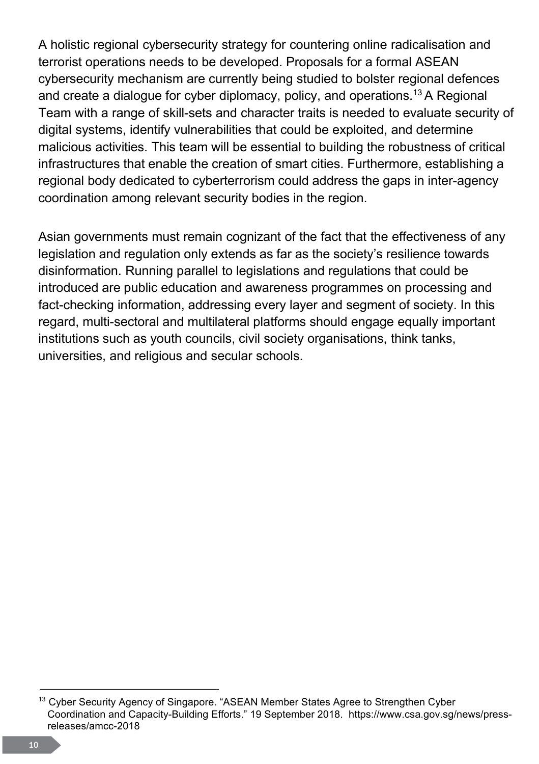A holistic regional cybersecurity strategy for countering online radicalisation and terrorist operations needs to be developed. Proposals for a formal ASEAN cybersecurity mechanism are currently being studied to bolster regional defences and create a dialogue for cyber diplomacy, policy, and operations.[13] A Regional Team with a range of skill-sets and character traits is needed to evaluate security of digital systems, identify vulnerabilities that could be exploited, and determine malicious activities. This team will be essential to building the robustness of critical infrastructures that enable the creation of smart cities. Furthermore, establishing a regional body dedicated to cyberterrorism could address the gaps in inter-agency coordination among relevant security bodies in the region.

Asian governments must remain cognizant of the fact that the effectiveness of any legislation and regulation only extends as far as the society's resilience towards disinformation. Running parallel to legislations and regulations that could be introduced are public education and awareness programmes on processing and fact-checking information, addressing every layer and segment of society. In this regard, multi-sectoral and multilateral platforms should engage equally important institutions such as youth councils, civil society organisations, think tanks, universities, and religious and secular schools.

---

[13] Cyber Security Agency of Singapore. "ASEAN Member States Agree to Strengthen Cyber Coordination and Capacity-Building Efforts." 19 September 2018. https://www.csa.gov.sg/news/press-releases/amcc-2018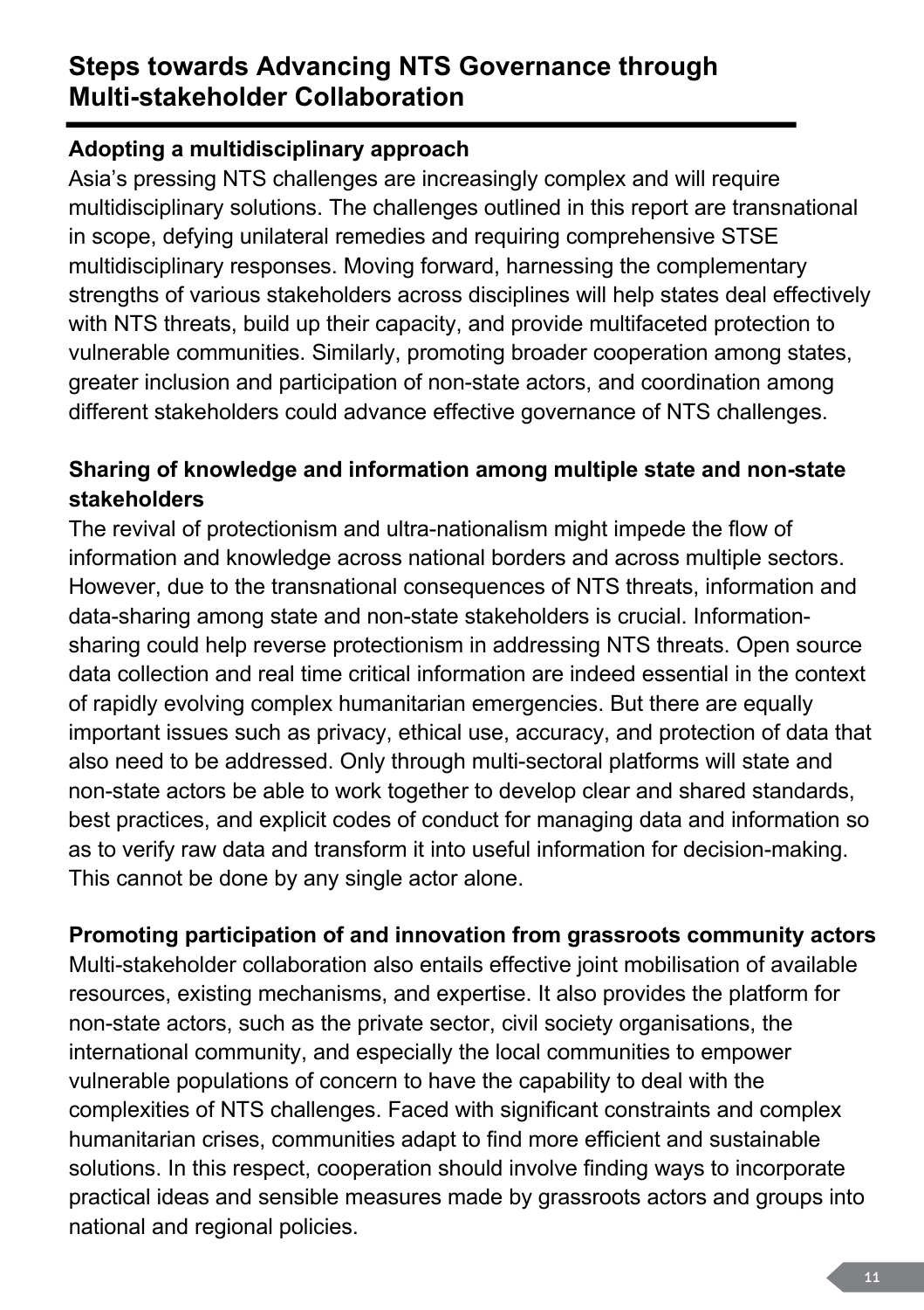## Steps towards Advancing NTS Governance through Multi-stakeholder Collaboration

### Adopting a multidisciplinary approach

Asia's pressing NTS challenges are increasingly complex and will require multidisciplinary solutions. The challenges outlined in this report are transnational in scope, defying unilateral remedies and requiring comprehensive STSE multidisciplinary responses. Moving forward, harnessing the complementary strengths of various stakeholders across disciplines will help states deal effectively with NTS threats, build up their capacity, and provide multifaceted protection to vulnerable communities. Similarly, promoting broader cooperation among states, greater inclusion and participation of non-state actors, and coordination among different stakeholders could advance effective governance of NTS challenges.

### Sharing of knowledge and information among multiple state and non-state stakeholders

The revival of protectionism and ultra-nationalism might impede the flow of information and knowledge across national borders and across multiple sectors. However, due to the transnational consequences of NTS threats, information and data-sharing among state and non-state stakeholders is crucial. Information-sharing could help reverse protectionism in addressing NTS threats. Open source data collection and real time critical information are indeed essential in the context of rapidly evolving complex humanitarian emergencies. But there are equally important issues such as privacy, ethical use, accuracy, and protection of data that also need to be addressed. Only through multi-sectoral platforms will state and non-state actors be able to work together to develop clear and shared standards, best practices, and explicit codes of conduct for managing data and information so as to verify raw data and transform it into useful information for decision-making. This cannot be done by any single actor alone.

### Promoting participation of and innovation from grassroots community actors

Multi-stakeholder collaboration also entails effective joint mobilisation of available resources, existing mechanisms, and expertise. It also provides the platform for non-state actors, such as the private sector, civil society organisations, the international community, and especially the local communities to empower vulnerable populations of concern to have the capability to deal with the complexities of NTS challenges. Faced with significant constraints and complex humanitarian crises, communities adapt to find more efficient and sustainable solutions. In this respect, cooperation should involve finding ways to incorporate practical ideas and sensible measures made by grassroots actors and groups into national and regional policies.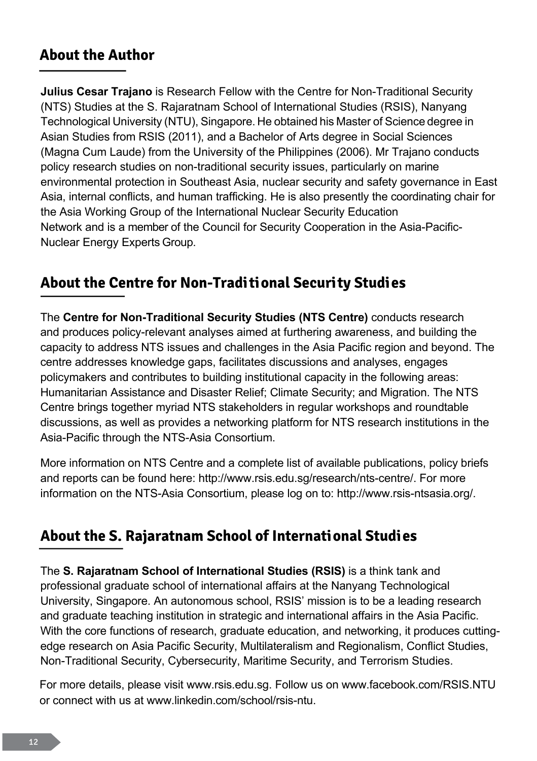## About the Author

**Julius Cesar Trajano** is Research Fellow with the Centre for Non-Traditional Security (NTS) Studies at the S. Rajaratnam School of International Studies (RSIS), Nanyang Technological University (NTU), Singapore. He obtained his Master of Science degree in Asian Studies from RSIS (2011), and a Bachelor of Arts degree in Social Sciences (Magna Cum Laude) from the University of the Philippines (2006). Mr Trajano conducts policy research studies on non-traditional security issues, particularly on marine environmental protection in Southeast Asia, nuclear security and safety governance in East Asia, internal conflicts, and human trafficking. He is also presently the coordinating chair for the Asia Working Group of the International Nuclear Security Education Network and is a member of the Council for Security Cooperation in the Asia-Pacific-Nuclear Energy Experts Group.

## About the Centre for Non-Traditional Security Studies

The **Centre for Non-Traditional Security Studies (NTS Centre)** conducts research and produces policy-relevant analyses aimed at furthering awareness, and building the capacity to address NTS issues and challenges in the Asia Pacific region and beyond. The centre addresses knowledge gaps, facilitates discussions and analyses, engages policymakers and contributes to building institutional capacity in the following areas: Humanitarian Assistance and Disaster Relief; Climate Security; and Migration. The NTS Centre brings together myriad NTS stakeholders in regular workshops and roundtable discussions, as well as provides a networking platform for NTS research institutions in the Asia-Pacific through the NTS-Asia Consortium.

More information on NTS Centre and a complete list of available publications, policy briefs and reports can be found here: http://www.rsis.edu.sg/research/nts-centre/. For more information on the NTS-Asia Consortium, please log on to: http://www.rsis-ntsasia.org/.

## About the S. Rajaratnam School of International Studies

The **S. Rajaratnam School of International Studies (RSIS)** is a think tank and professional graduate school of international affairs at the Nanyang Technological University, Singapore. An autonomous school, RSIS' mission is to be a leading research and graduate teaching institution in strategic and international affairs in the Asia Pacific. With the core functions of research, graduate education, and networking, it produces cutting-edge research on Asia Pacific Security, Multilateralism and Regionalism, Conflict Studies, Non-Traditional Security, Cybersecurity, Maritime Security, and Terrorism Studies.

For more details, please visit www.rsis.edu.sg. Follow us on www.facebook.com/RSIS.NTU or connect with us at www.linkedin.com/school/rsis-ntu.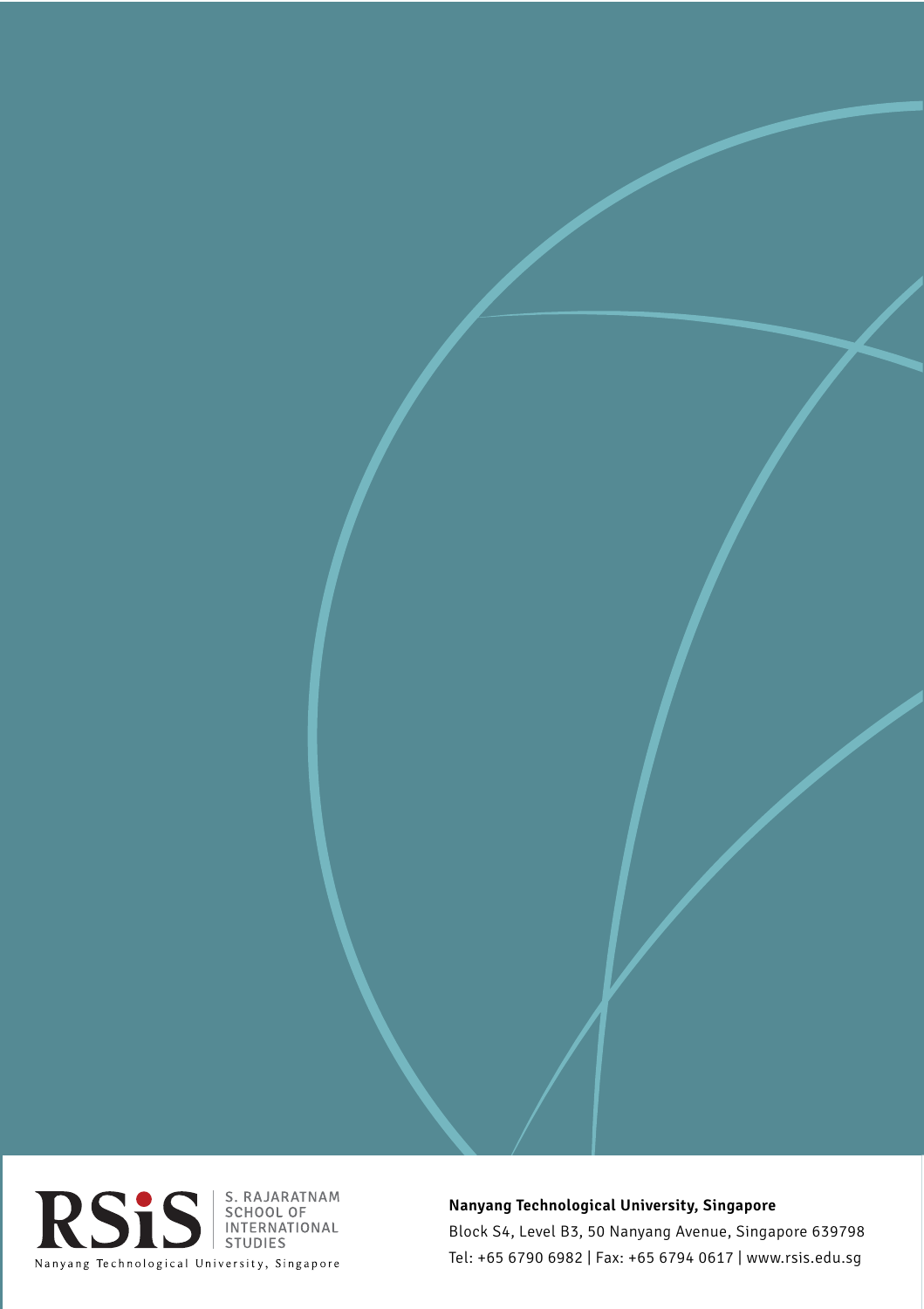RSiS S. RAJARATNAM SCHOOL OF INTERNATIONAL STUDIES

Nanyang Technological University, Singapore

**Nanyang Technological University, Singapore**

Block S4, Level B3, 50 Nanyang Avenue, Singapore 639798

Tel: +65 6790 6982 | Fax: +65 6794 0617 | www.rsis.edu.sg